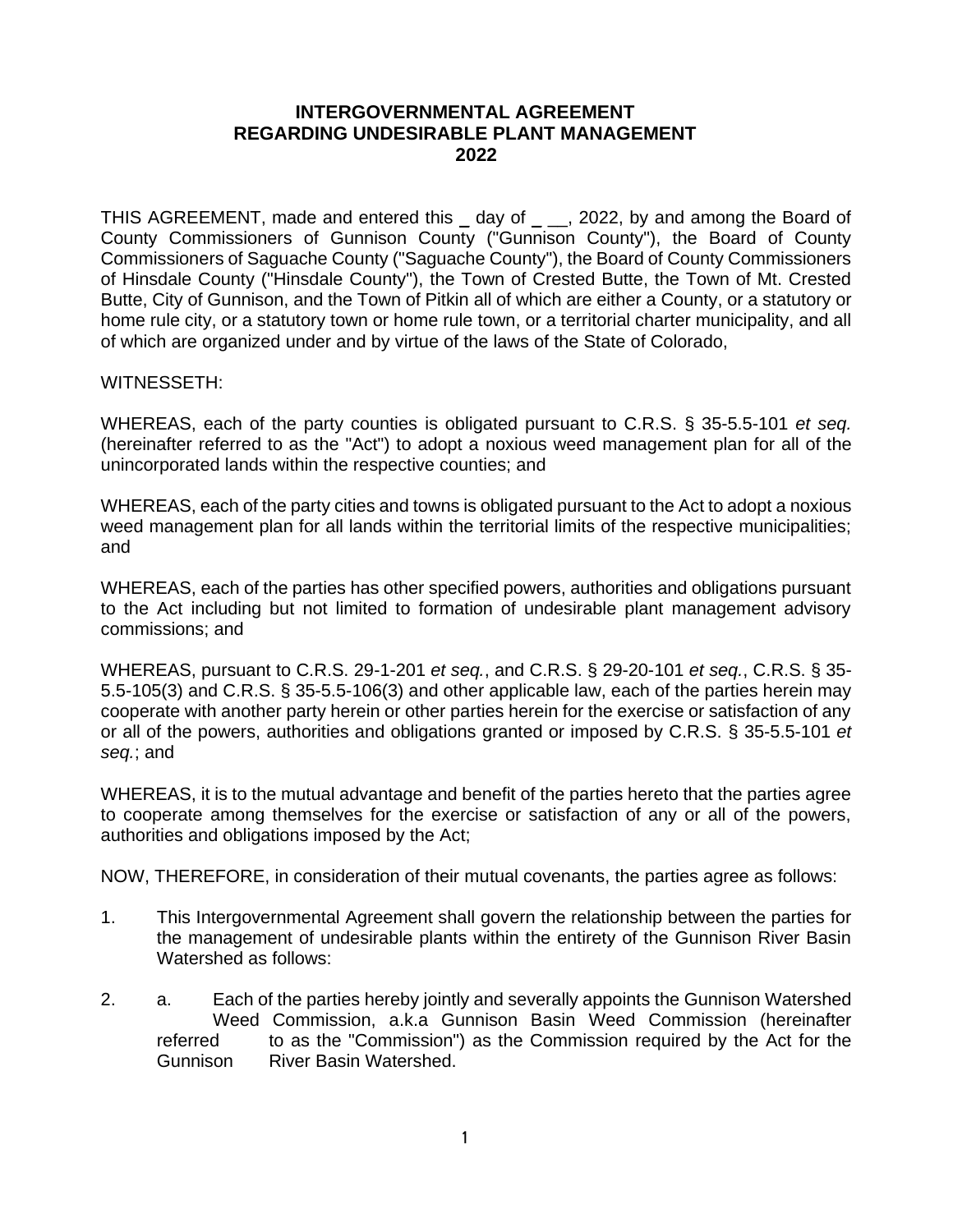# INTERGOVERNMENTAL AGREEMENT
# REGARDING UNDESIRABLE PLANT MANAGEMENT
# 2022

THIS AGREEMENT, made and entered this _ day of _ __, 2022, by and among the Board of County Commissioners of Gunnison County ("Gunnison County"), the Board of County Commissioners of Saguache County ("Saguache County"), the Board of County Commissioners of Hinsdale County ("Hinsdale County"), the Town of Crested Butte, the Town of Mt. Crested Butte, City of Gunnison, and the Town of Pitkin all of which are either a County, or a statutory or home rule city, or a statutory town or home rule town, or a territorial charter municipality, and all of which are organized under and by virtue of the laws of the State of Colorado,

WITNESSETH:

WHEREAS, each of the party counties is obligated pursuant to C.R.S. § 35-5.5-101 *et seq.* (hereinafter referred to as the "Act") to adopt a noxious weed management plan for all of the unincorporated lands within the respective counties; and

WHEREAS, each of the party cities and towns is obligated pursuant to the Act to adopt a noxious weed management plan for all lands within the territorial limits of the respective municipalities; and

WHEREAS, each of the parties has other specified powers, authorities and obligations pursuant to the Act including but not limited to formation of undesirable plant management advisory commissions; and

WHEREAS, pursuant to C.R.S. 29-1-201 *et seq.*, and C.R.S. § 29-20-101 *et seq.*, C.R.S. § 35-5.5-105(3) and C.R.S. § 35-5.5-106(3) and other applicable law, each of the parties herein may cooperate with another party herein or other parties herein for the exercise or satisfaction of any or all of the powers, authorities and obligations granted or imposed by C.R.S. § 35-5.5-101 *et seq.*; and

WHEREAS, it is to the mutual advantage and benefit of the parties hereto that the parties agree to cooperate among themselves for the exercise or satisfaction of any or all of the powers, authorities and obligations imposed by the Act;

NOW, THEREFORE, in consideration of their mutual covenants, the parties agree as follows:

1. This Intergovernmental Agreement shall govern the relationship between the parties for the management of undesirable plants within the entirety of the Gunnison River Basin Watershed as follows:

2. a. Each of the parties hereby jointly and severally appoints the Gunnison Watershed Weed Commission, a.k.a Gunnison Basin Weed Commission (hereinafter referred to as the "Commission") as the Commission required by the Act for the Gunnison River Basin Watershed.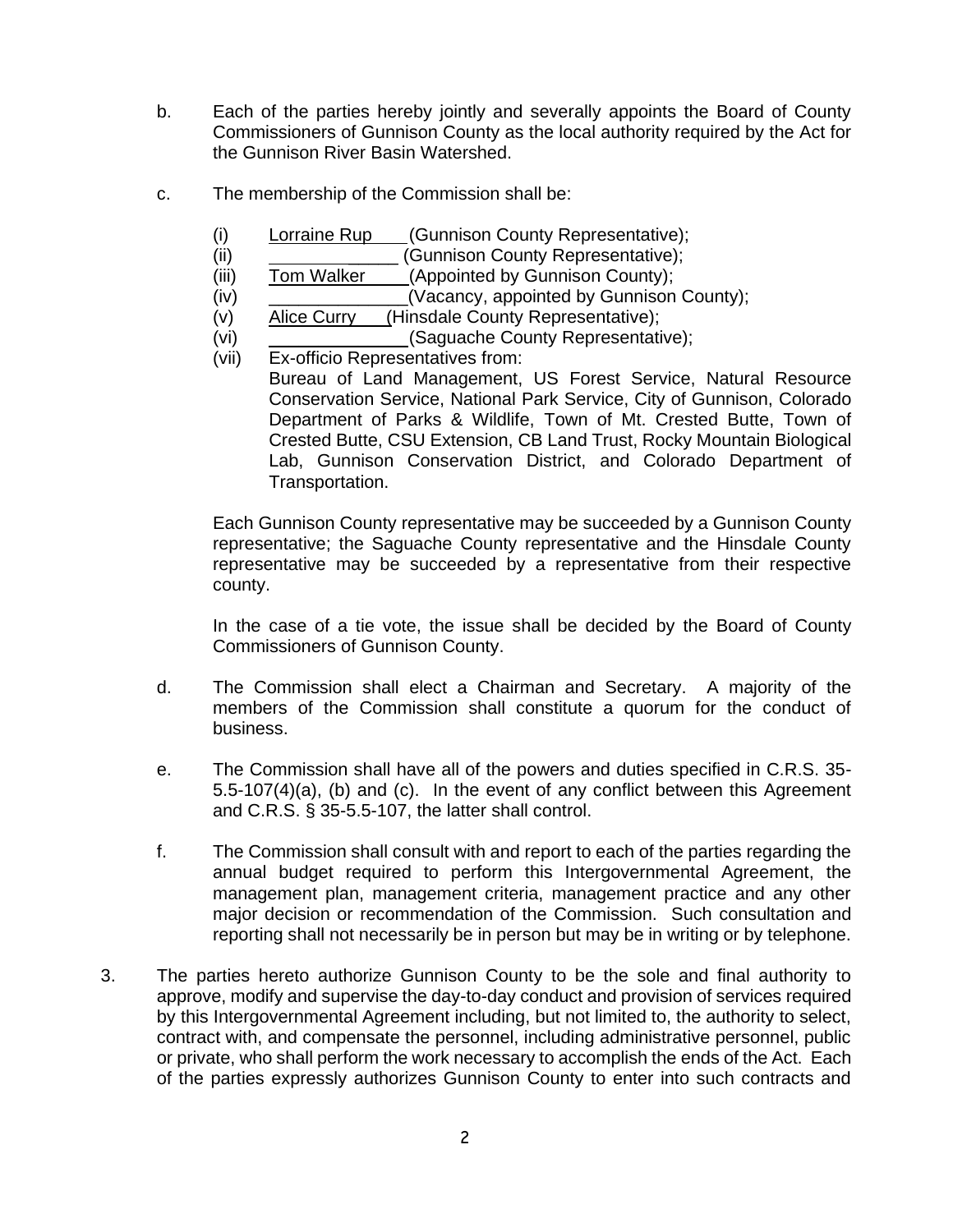b. Each of the parties hereby jointly and severally appoints the Board of County Commissioners of Gunnison County as the local authority required by the Act for the Gunnison River Basin Watershed.

c. The membership of the Commission shall be:

(i) Lorraine Rup (Gunnison County Representative);
(ii) _____________ (Gunnison County Representative);
(iii) Tom Walker (Appointed by Gunnison County);
(iv) _____________(Vacancy, appointed by Gunnison County);
(v) Alice Curry (Hinsdale County Representative);
(vi) _____________(Saguache County Representative);
(vii) Ex-officio Representatives from:
Bureau of Land Management, US Forest Service, Natural Resource Conservation Service, National Park Service, City of Gunnison, Colorado Department of Parks & Wildlife, Town of Mt. Crested Butte, Town of Crested Butte, CSU Extension, CB Land Trust, Rocky Mountain Biological Lab, Gunnison Conservation District, and Colorado Department of Transportation.

Each Gunnison County representative may be succeeded by a Gunnison County representative; the Saguache County representative and the Hinsdale County representative may be succeeded by a representative from their respective county.

In the case of a tie vote, the issue shall be decided by the Board of County Commissioners of Gunnison County.

d. The Commission shall elect a Chairman and Secretary. A majority of the members of the Commission shall constitute a quorum for the conduct of business.

e. The Commission shall have all of the powers and duties specified in C.R.S. 35-5.5-107(4)(a), (b) and (c). In the event of any conflict between this Agreement and C.R.S. § 35-5.5-107, the latter shall control.

f. The Commission shall consult with and report to each of the parties regarding the annual budget required to perform this Intergovernmental Agreement, the management plan, management criteria, management practice and any other major decision or recommendation of the Commission. Such consultation and reporting shall not necessarily be in person but may be in writing or by telephone.

3. The parties hereto authorize Gunnison County to be the sole and final authority to approve, modify and supervise the day-to-day conduct and provision of services required by this Intergovernmental Agreement including, but not limited to, the authority to select, contract with, and compensate the personnel, including administrative personnel, public or private, who shall perform the work necessary to accomplish the ends of the Act. Each of the parties expressly authorizes Gunnison County to enter into such contracts and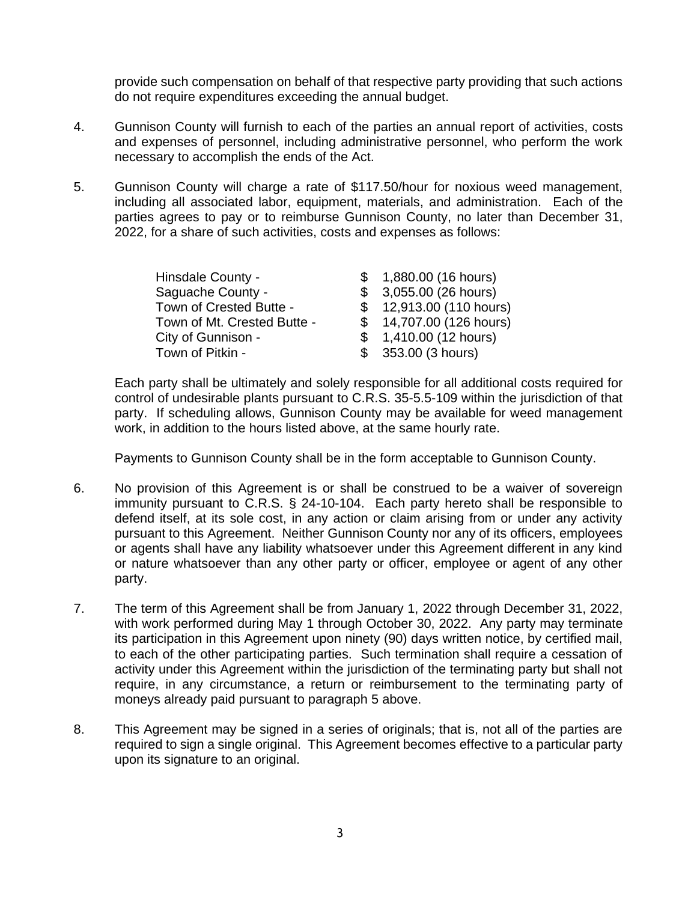provide such compensation on behalf of that respective party providing that such actions do not require expenditures exceeding the annual budget.

4. Gunnison County will furnish to each of the parties an annual report of activities, costs and expenses of personnel, including administrative personnel, who perform the work necessary to accomplish the ends of the Act.

5. Gunnison County will charge a rate of $117.50/hour for noxious weed management, including all associated labor, equipment, materials, and administration. Each of the parties agrees to pay or to reimburse Gunnison County, no later than December 31, 2022, for a share of such activities, costs and expenses as follows:

| | |
|---|---|
| Hinsdale County - | $ 1,880.00 (16 hours) |
| Saguache County - | $ 3,055.00 (26 hours) |
| Town of Crested Butte - | $ 12,913.00 (110 hours) |
| Town of Mt. Crested Butte - | $ 14,707.00 (126 hours) |
| City of Gunnison - | $ 1,410.00 (12 hours) |
| Town of Pitkin - | $ 353.00 (3 hours) |

Each party shall be ultimately and solely responsible for all additional costs required for control of undesirable plants pursuant to C.R.S. 35-5.5-109 within the jurisdiction of that party. If scheduling allows, Gunnison County may be available for weed management work, in addition to the hours listed above, at the same hourly rate.

Payments to Gunnison County shall be in the form acceptable to Gunnison County.

6. No provision of this Agreement is or shall be construed to be a waiver of sovereign immunity pursuant to C.R.S. § 24-10-104. Each party hereto shall be responsible to defend itself, at its sole cost, in any action or claim arising from or under any activity pursuant to this Agreement. Neither Gunnison County nor any of its officers, employees or agents shall have any liability whatsoever under this Agreement different in any kind or nature whatsoever than any other party or officer, employee or agent of any other party.

7. The term of this Agreement shall be from January 1, 2022 through December 31, 2022, with work performed during May 1 through October 30, 2022. Any party may terminate its participation in this Agreement upon ninety (90) days written notice, by certified mail, to each of the other participating parties. Such termination shall require a cessation of activity under this Agreement within the jurisdiction of the terminating party but shall not require, in any circumstance, a return or reimbursement to the terminating party of moneys already paid pursuant to paragraph 5 above.

8. This Agreement may be signed in a series of originals; that is, not all of the parties are required to sign a single original. This Agreement becomes effective to a particular party upon its signature to an original.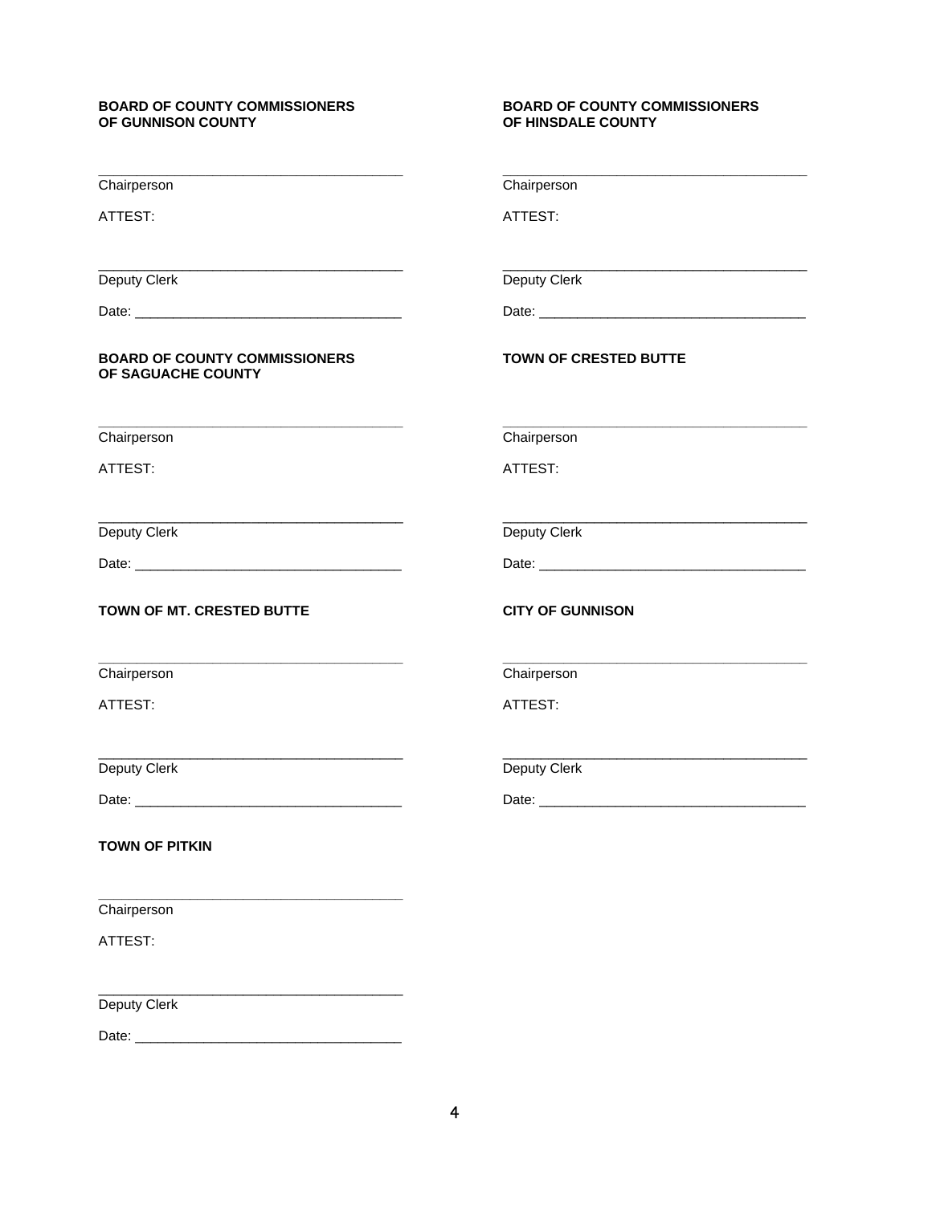**BOARD OF COUNTY COMMISSIONERS OF GUNNISON COUNTY**

\_\_\_\_\_\_\_\_\_\_\_\_\_\_\_\_\_\_\_\_\_\_\_\_\_\_\_\_\_\_\_\_\_\_\_\_\_\_\_\_

Chairperson

ATTEST:

\_\_\_\_\_\_\_\_\_\_\_\_\_\_\_\_\_\_\_\_\_\_\_\_\_\_\_\_\_\_\_\_\_\_\_\_\_\_\_\_

Deputy Clerk

Date: \_\_\_\_\_\_\_\_\_\_\_\_\_\_\_\_\_\_\_\_\_\_\_\_\_\_\_\_\_\_\_\_\_\_\_

**BOARD OF COUNTY COMMISSIONERS OF HINSDALE COUNTY**

\_\_\_\_\_\_\_\_\_\_\_\_\_\_\_\_\_\_\_\_\_\_\_\_\_\_\_\_\_\_\_\_\_\_\_\_\_\_\_\_

Chairperson

ATTEST:

\_\_\_\_\_\_\_\_\_\_\_\_\_\_\_\_\_\_\_\_\_\_\_\_\_\_\_\_\_\_\_\_\_\_\_\_\_\_\_\_

Deputy Clerk

Date: \_\_\_\_\_\_\_\_\_\_\_\_\_\_\_\_\_\_\_\_\_\_\_\_\_\_\_\_\_\_\_\_\_\_\_

**BOARD OF COUNTY COMMISSIONERS OF SAGUACHE COUNTY**

\_\_\_\_\_\_\_\_\_\_\_\_\_\_\_\_\_\_\_\_\_\_\_\_\_\_\_\_\_\_\_\_\_\_\_\_\_\_\_\_

Chairperson

ATTEST:

\_\_\_\_\_\_\_\_\_\_\_\_\_\_\_\_\_\_\_\_\_\_\_\_\_\_\_\_\_\_\_\_\_\_\_\_\_\_\_\_

Deputy Clerk

Date: \_\_\_\_\_\_\_\_\_\_\_\_\_\_\_\_\_\_\_\_\_\_\_\_\_\_\_\_\_\_\_\_\_\_\_

**TOWN OF CRESTED BUTTE**

\_\_\_\_\_\_\_\_\_\_\_\_\_\_\_\_\_\_\_\_\_\_\_\_\_\_\_\_\_\_\_\_\_\_\_\_\_\_\_\_

Chairperson

ATTEST:

\_\_\_\_\_\_\_\_\_\_\_\_\_\_\_\_\_\_\_\_\_\_\_\_\_\_\_\_\_\_\_\_\_\_\_\_\_\_\_\_

Deputy Clerk

Date: \_\_\_\_\_\_\_\_\_\_\_\_\_\_\_\_\_\_\_\_\_\_\_\_\_\_\_\_\_\_\_\_\_\_\_

**TOWN OF MT. CRESTED BUTTE**

\_\_\_\_\_\_\_\_\_\_\_\_\_\_\_\_\_\_\_\_\_\_\_\_\_\_\_\_\_\_\_\_\_\_\_\_\_\_\_\_

Chairperson

ATTEST:

\_\_\_\_\_\_\_\_\_\_\_\_\_\_\_\_\_\_\_\_\_\_\_\_\_\_\_\_\_\_\_\_\_\_\_\_\_\_\_\_

Deputy Clerk

Date: \_\_\_\_\_\_\_\_\_\_\_\_\_\_\_\_\_\_\_\_\_\_\_\_\_\_\_\_\_\_\_\_\_\_\_

**CITY OF GUNNISON**

\_\_\_\_\_\_\_\_\_\_\_\_\_\_\_\_\_\_\_\_\_\_\_\_\_\_\_\_\_\_\_\_\_\_\_\_\_\_\_\_

Chairperson

ATTEST:

\_\_\_\_\_\_\_\_\_\_\_\_\_\_\_\_\_\_\_\_\_\_\_\_\_\_\_\_\_\_\_\_\_\_\_\_\_\_\_\_

Deputy Clerk

Date: \_\_\_\_\_\_\_\_\_\_\_\_\_\_\_\_\_\_\_\_\_\_\_\_\_\_\_\_\_\_\_\_\_\_\_

**TOWN OF PITKIN**

\_\_\_\_\_\_\_\_\_\_\_\_\_\_\_\_\_\_\_\_\_\_\_\_\_\_\_\_\_\_\_\_\_\_\_\_\_\_\_\_

Chairperson

ATTEST:

\_\_\_\_\_\_\_\_\_\_\_\_\_\_\_\_\_\_\_\_\_\_\_\_\_\_\_\_\_\_\_\_\_\_\_\_\_\_\_\_

Deputy Clerk

Date: \_\_\_\_\_\_\_\_\_\_\_\_\_\_\_\_\_\_\_\_\_\_\_\_\_\_\_\_\_\_\_\_\_\_\_